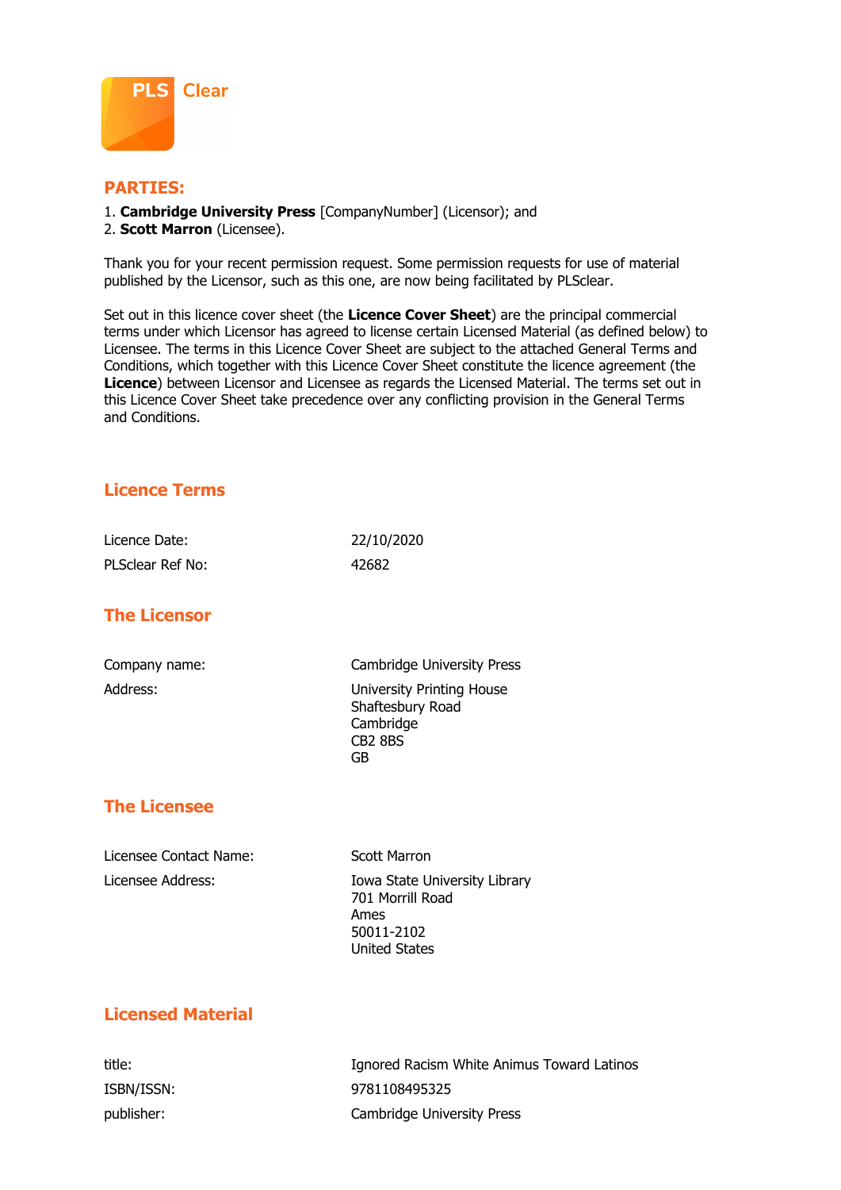PLS Clear

## PARTIES:

1. **Cambridge University Press** [CompanyNumber] (Licensor); and
2. **Scott Marron** (Licensee).

Thank you for your recent permission request. Some permission requests for use of material published by the Licensor, such as this one, are now being facilitated by PLSclear.

Set out in this licence cover sheet (the **Licence Cover Sheet**) are the principal commercial terms under which Licensor has agreed to license certain Licensed Material (as defined below) to Licensee. The terms in this Licence Cover Sheet are subject to the attached General Terms and Conditions, which together with this Licence Cover Sheet constitute the licence agreement (the **Licence**) between Licensor and Licensee as regards the Licensed Material. The terms set out in this Licence Cover Sheet take precedence over any conflicting provision in the General Terms and Conditions.

## Licence Terms

| | |
|---|---|
| Licence Date: | 22/10/2020 |
| PLSclear Ref No: | 42682 |

## The Licensor

| | |
|---|---|
| Company name: | Cambridge University Press |
| Address: | University Printing House<br>Shaftesbury Road<br>Cambridge<br>CB2 8BS<br>GB |

## The Licensee

| | |
|---|---|
| Licensee Contact Name: | Scott Marron |
| Licensee Address: | Iowa State University Library<br>701 Morrill Road<br>Ames<br>50011-2102<br>United States |

## Licensed Material

| | |
|---|---|
| title: | Ignored Racism White Animus Toward Latinos |
| ISBN/ISSN: | 9781108495325 |
| publisher: | Cambridge University Press |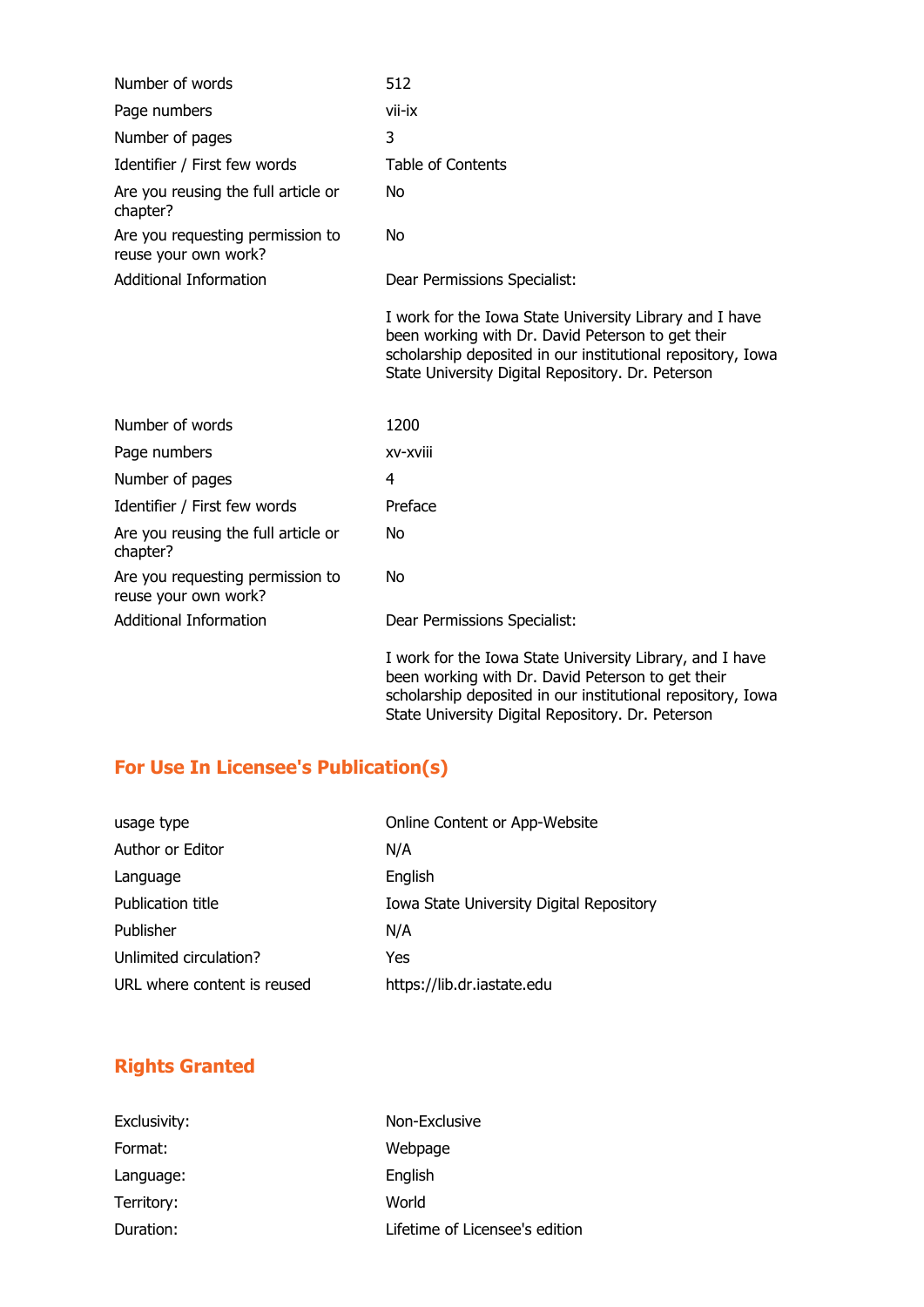| | |
|---|---|
| Number of words | 512 |
| Page numbers | vii-ix |
| Number of pages | 3 |
| Identifier / First few words | Table of Contents |
| Are you reusing the full article or chapter? | No |
| Are you requesting permission to reuse your own work? | No |
| Additional Information | Dear Permissions Specialist:<br><br>I work for the Iowa State University Library and I have been working with Dr. David Peterson to get their scholarship deposited in our institutional repository, Iowa State University Digital Repository. Dr. Peterson |

| | |
|---|---|
| Number of words | 1200 |
| Page numbers | xv-xviii |
| Number of pages | 4 |
| Identifier / First few words | Preface |
| Are you reusing the full article or chapter? | No |
| Are you requesting permission to reuse your own work? | No |
| Additional Information | Dear Permissions Specialist:<br><br>I work for the Iowa State University Library, and I have been working with Dr. David Peterson to get their scholarship deposited in our institutional repository, Iowa State University Digital Repository. Dr. Peterson |

## For Use In Licensee's Publication(s)

| | |
|---|---|
| usage type | Online Content or App-Website |
| Author or Editor | N/A |
| Language | English |
| Publication title | Iowa State University Digital Repository |
| Publisher | N/A |
| Unlimited circulation? | Yes |
| URL where content is reused | https://lib.dr.iastate.edu |

## Rights Granted

| | |
|---|---|
| Exclusivity: | Non-Exclusive |
| Format: | Webpage |
| Language: | English |
| Territory: | World |
| Duration: | Lifetime of Licensee's edition |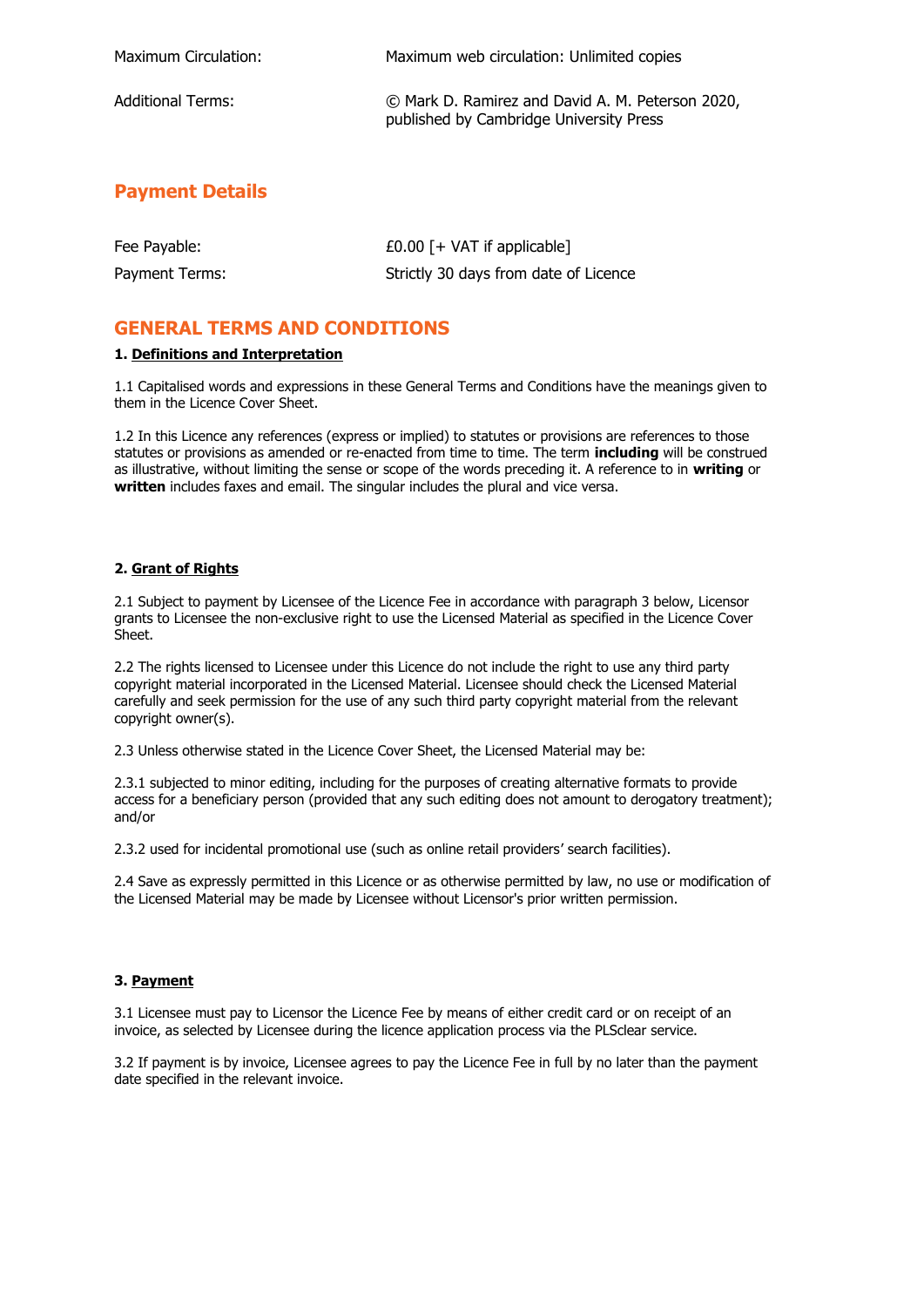| | |
|---|---|
| Maximum Circulation: | Maximum web circulation: Unlimited copies |
| Additional Terms: | © Mark D. Ramirez and David A. M. Peterson 2020, published by Cambridge University Press |

## Payment Details

| | |
|---|---|
| Fee Payable: | £0.00 [+ VAT if applicable] |
| Payment Terms: | Strictly 30 days from date of Licence |

## GENERAL TERMS AND CONDITIONS

**1. Definitions and Interpretation**

1.1 Capitalised words and expressions in these General Terms and Conditions have the meanings given to them in the Licence Cover Sheet.

1.2 In this Licence any references (express or implied) to statutes or provisions are references to those statutes or provisions as amended or re-enacted from time to time. The term **including** will be construed as illustrative, without limiting the sense or scope of the words preceding it. A reference to in **writing** or **written** includes faxes and email. The singular includes the plural and vice versa.

**2. Grant of Rights**

2.1 Subject to payment by Licensee of the Licence Fee in accordance with paragraph 3 below, Licensor grants to Licensee the non-exclusive right to use the Licensed Material as specified in the Licence Cover Sheet.

2.2 The rights licensed to Licensee under this Licence do not include the right to use any third party copyright material incorporated in the Licensed Material. Licensee should check the Licensed Material carefully and seek permission for the use of any such third party copyright material from the relevant copyright owner(s).

2.3 Unless otherwise stated in the Licence Cover Sheet, the Licensed Material may be:

2.3.1 subjected to minor editing, including for the purposes of creating alternative formats to provide access for a beneficiary person (provided that any such editing does not amount to derogatory treatment); and/or

2.3.2 used for incidental promotional use (such as online retail providers' search facilities).

2.4 Save as expressly permitted in this Licence or as otherwise permitted by law, no use or modification of the Licensed Material may be made by Licensee without Licensor's prior written permission.

**3. Payment**

3.1 Licensee must pay to Licensor the Licence Fee by means of either credit card or on receipt of an invoice, as selected by Licensee during the licence application process via the PLSclear service.

3.2 If payment is by invoice, Licensee agrees to pay the Licence Fee in full by no later than the payment date specified in the relevant invoice.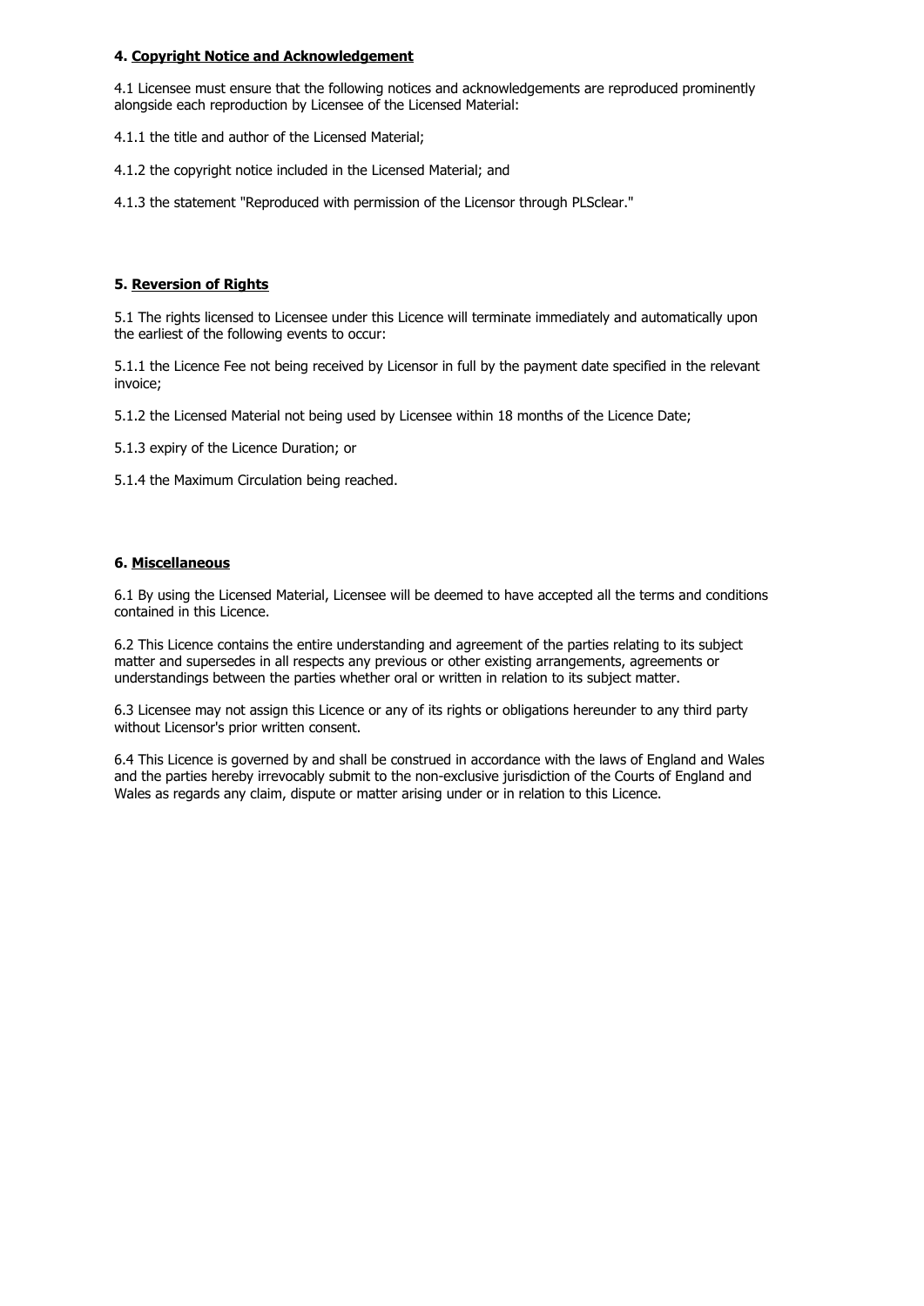**4. Copyright Notice and Acknowledgement**

4.1 Licensee must ensure that the following notices and acknowledgements are reproduced prominently alongside each reproduction by Licensee of the Licensed Material:

4.1.1 the title and author of the Licensed Material;

4.1.2 the copyright notice included in the Licensed Material; and

4.1.3 the statement "Reproduced with permission of the Licensor through PLSclear."

**5. Reversion of Rights**

5.1 The rights licensed to Licensee under this Licence will terminate immediately and automatically upon the earliest of the following events to occur:

5.1.1 the Licence Fee not being received by Licensor in full by the payment date specified in the relevant invoice;

5.1.2 the Licensed Material not being used by Licensee within 18 months of the Licence Date;

5.1.3 expiry of the Licence Duration; or

5.1.4 the Maximum Circulation being reached.

**6. Miscellaneous**

6.1 By using the Licensed Material, Licensee will be deemed to have accepted all the terms and conditions contained in this Licence.

6.2 This Licence contains the entire understanding and agreement of the parties relating to its subject matter and supersedes in all respects any previous or other existing arrangements, agreements or understandings between the parties whether oral or written in relation to its subject matter.

6.3 Licensee may not assign this Licence or any of its rights or obligations hereunder to any third party without Licensor's prior written consent.

6.4 This Licence is governed by and shall be construed in accordance with the laws of England and Wales and the parties hereby irrevocably submit to the non-exclusive jurisdiction of the Courts of England and Wales as regards any claim, dispute or matter arising under or in relation to this Licence.